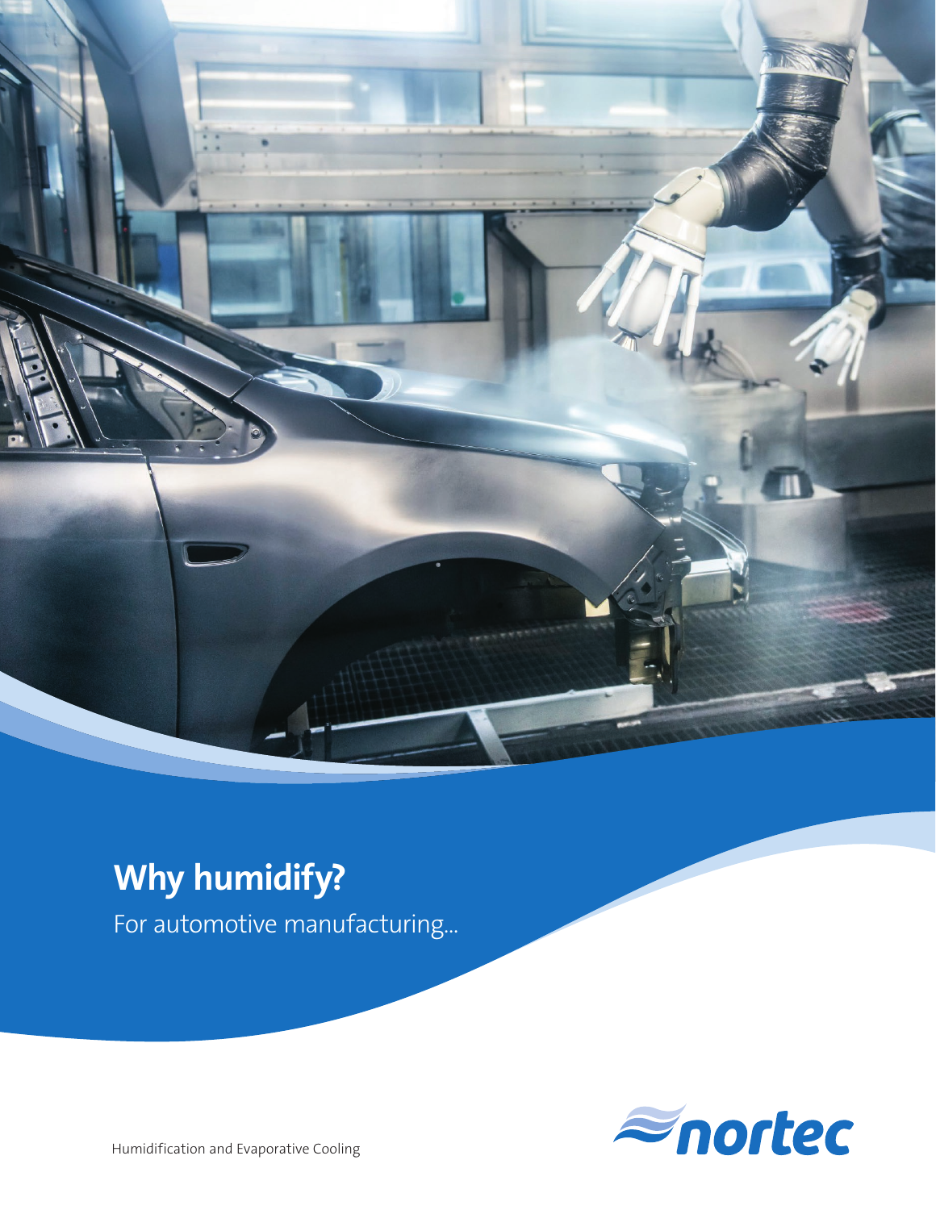# Why humidify?

For automotive manufacturing...

nortec

Humidification and Evaporative Cooling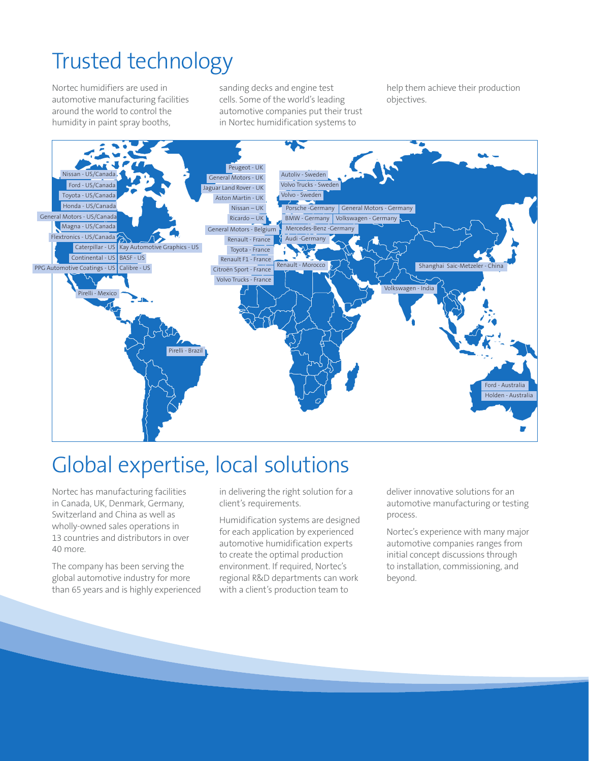# Trusted technology

Nortec humidifiers are used in automotive manufacturing facilities around the world to control the humidity in paint spray booths, sanding decks and engine test cells. Some of the world's leading automotive companies put their trust in Nortec humidification systems to help them achieve their production objectives.

Nissan - US/Canada
Ford - US/Canada
Toyota - US/Canada
Honda - US/Canada
General Motors - US/Canada
Magna - US/Canada
Flextronics - US/Canada
Caterpillar - US
Kay Automotive Graphics - US
Continental - US
BASF - US
PPG Automotive Coatings - US
Calibre - US
Pirelli - Mexico
Pirelli - Brazil
Peugeot - UK
General Motors - UK
Jaguar Land Rover - UK
Aston Martin - UK
Nissan – UK
Ricardo – UK
General Motors - Belgium
Renault - France
Toyota - France
Renault F1 - France
Citroën Sport - France
Volvo Trucks - France
Autoliv - Sweden
Volvo Trucks - Sweden
Volvo - Sweden
Porsche -Germany
General Motors - Germany
BMW - Germany
Volkswagen - Germany
Mercedes-Benz -Germany
Audi -Germany
Renault - Morocco
Shanghai Saic-Metzeler - China
Volkswagen - India
Ford - Australia
Holden - Australia

# Global expertise, local solutions

Nortec has manufacturing facilities in Canada, UK, Denmark, Germany, Switzerland and China as well as wholly-owned sales operations in 13 countries and distributors in over 40 more.

The company has been serving the global automotive industry for more than 65 years and is highly experienced in delivering the right solution for a client's requirements.

Humidification systems are designed for each application by experienced automotive humidification experts to create the optimal production environment. If required, Nortec's regional R&D departments can work with a client's production team to deliver innovative solutions for an automotive manufacturing or testing process.

Nortec's experience with many major automotive companies ranges from initial concept discussions through to installation, commissioning, and beyond.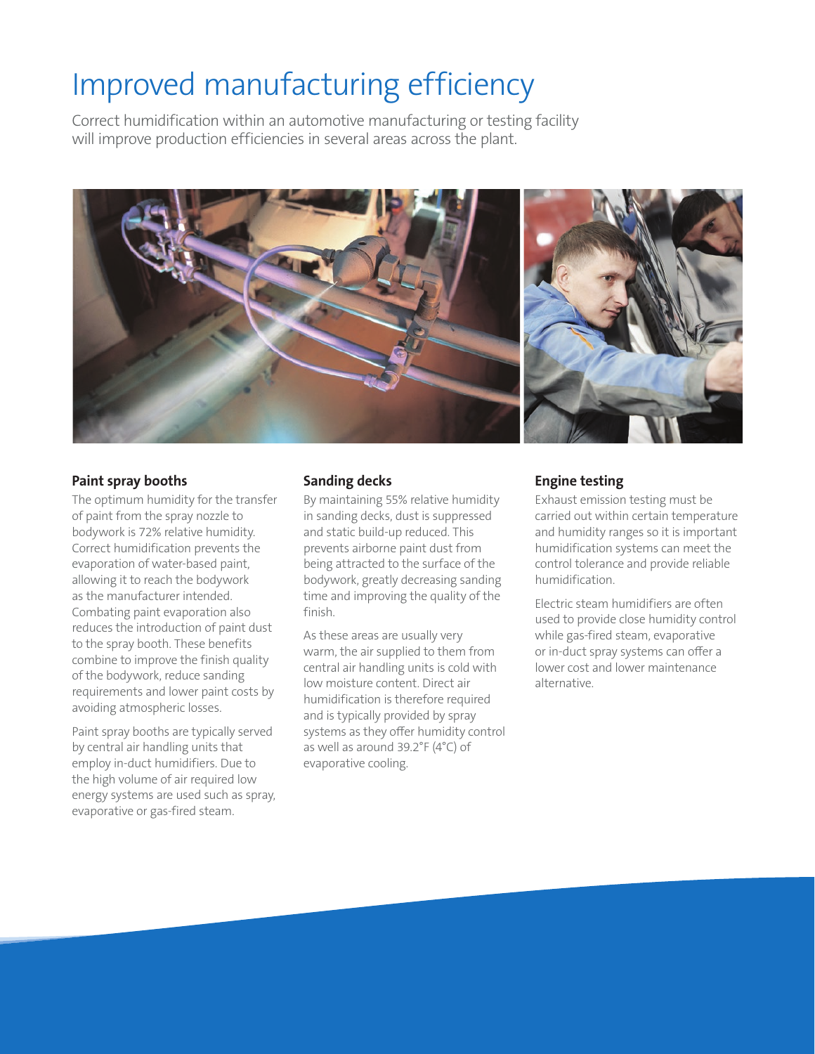# Improved manufacturing efficiency

Correct humidification within an automotive manufacturing or testing facility will improve production efficiencies in several areas across the plant.

### Paint spray booths

The optimum humidity for the transfer of paint from the spray nozzle to bodywork is 72% relative humidity. Correct humidification prevents the evaporation of water-based paint, allowing it to reach the bodywork as the manufacturer intended. Combating paint evaporation also reduces the introduction of paint dust to the spray booth. These benefits combine to improve the finish quality of the bodywork, reduce sanding requirements and lower paint costs by avoiding atmospheric losses.

Paint spray booths are typically served by central air handling units that employ in-duct humidifiers. Due to the high volume of air required low energy systems are used such as spray, evaporative or gas-fired steam.

### Sanding decks

By maintaining 55% relative humidity in sanding decks, dust is suppressed and static build-up reduced. This prevents airborne paint dust from being attracted to the surface of the bodywork, greatly decreasing sanding time and improving the quality of the finish.

As these areas are usually very warm, the air supplied to them from central air handling units is cold with low moisture content. Direct air humidification is therefore required and is typically provided by spray systems as they offer humidity control as well as around 39.2°F (4°C) of evaporative cooling.

### Engine testing

Exhaust emission testing must be carried out within certain temperature and humidity ranges so it is important humidification systems can meet the control tolerance and provide reliable humidification.

Electric steam humidifiers are often used to provide close humidity control while gas-fired steam, evaporative or in-duct spray systems can offer a lower cost and lower maintenance alternative.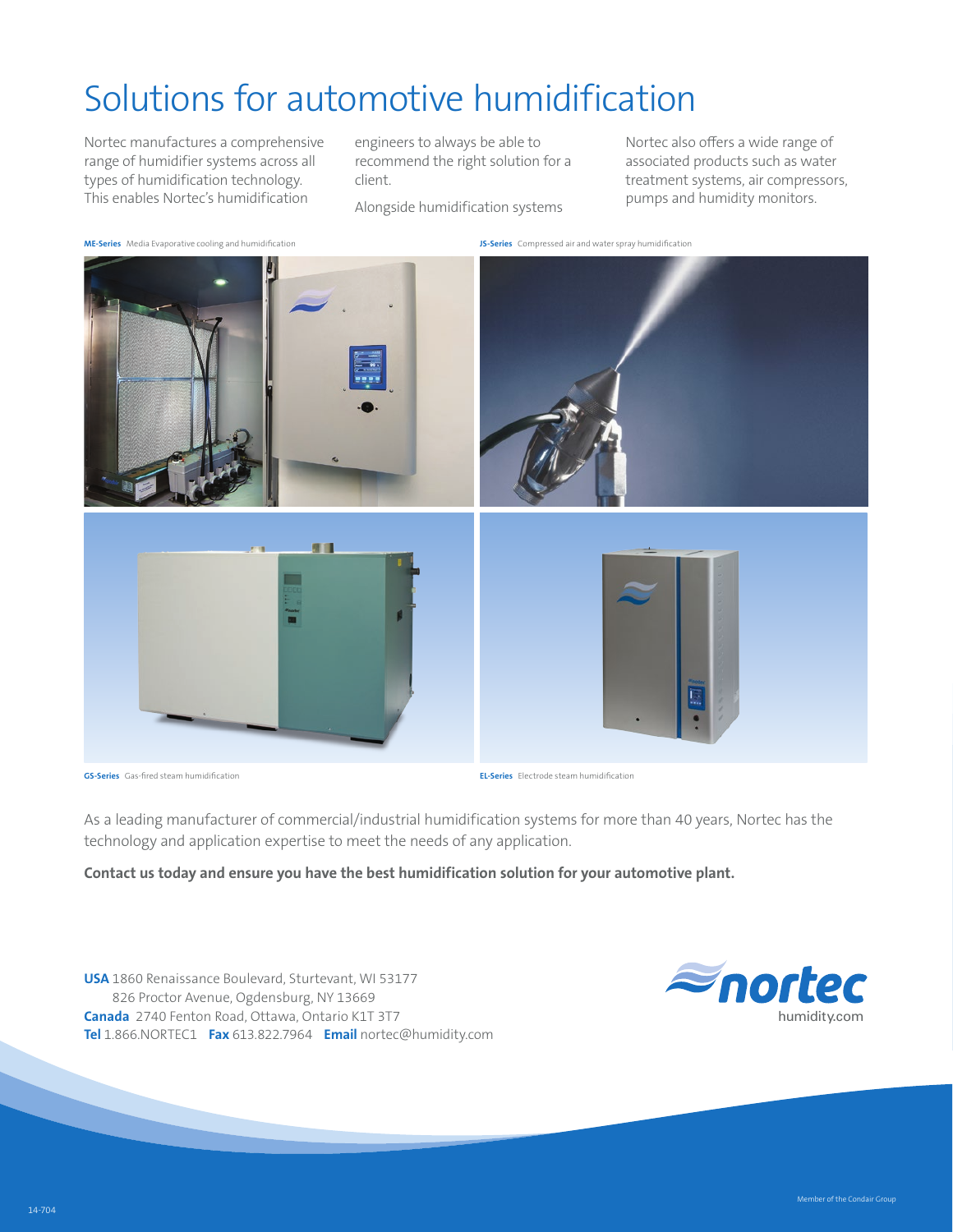# Solutions for automotive humidification

Nortec manufactures a comprehensive range of humidifier systems across all types of humidification technology. This enables Nortec's humidification engineers to always be able to recommend the right solution for a client.

Alongside humidification systems Nortec also offers a wide range of associated products such as water treatment systems, air compressors, pumps and humidity monitors.

**ME-Series** Media Evaporative cooling and humidification

**JS-Series** Compressed air and water spray humidification

**GS-Series** Gas-fired steam humidification

**EL-Series** Electrode steam humidification

As a leading manufacturer of commercial/industrial humidification systems for more than 40 years, Nortec has the technology and application expertise to meet the needs of any application.

**Contact us today and ensure you have the best humidification solution for your automotive plant.**

**USA** 1860 Renaissance Boulevard, Sturtevant, WI 53177
826 Proctor Avenue, Ogdensburg, NY 13669
**Canada** 2740 Fenton Road, Ottawa, Ontario K1T 3T7
**Tel** 1.866.NORTEC1 **Fax** 613.822.7964 **Email** nortec@humidity.com

nortec
humidity.com

14-704

Member of the Condair Group